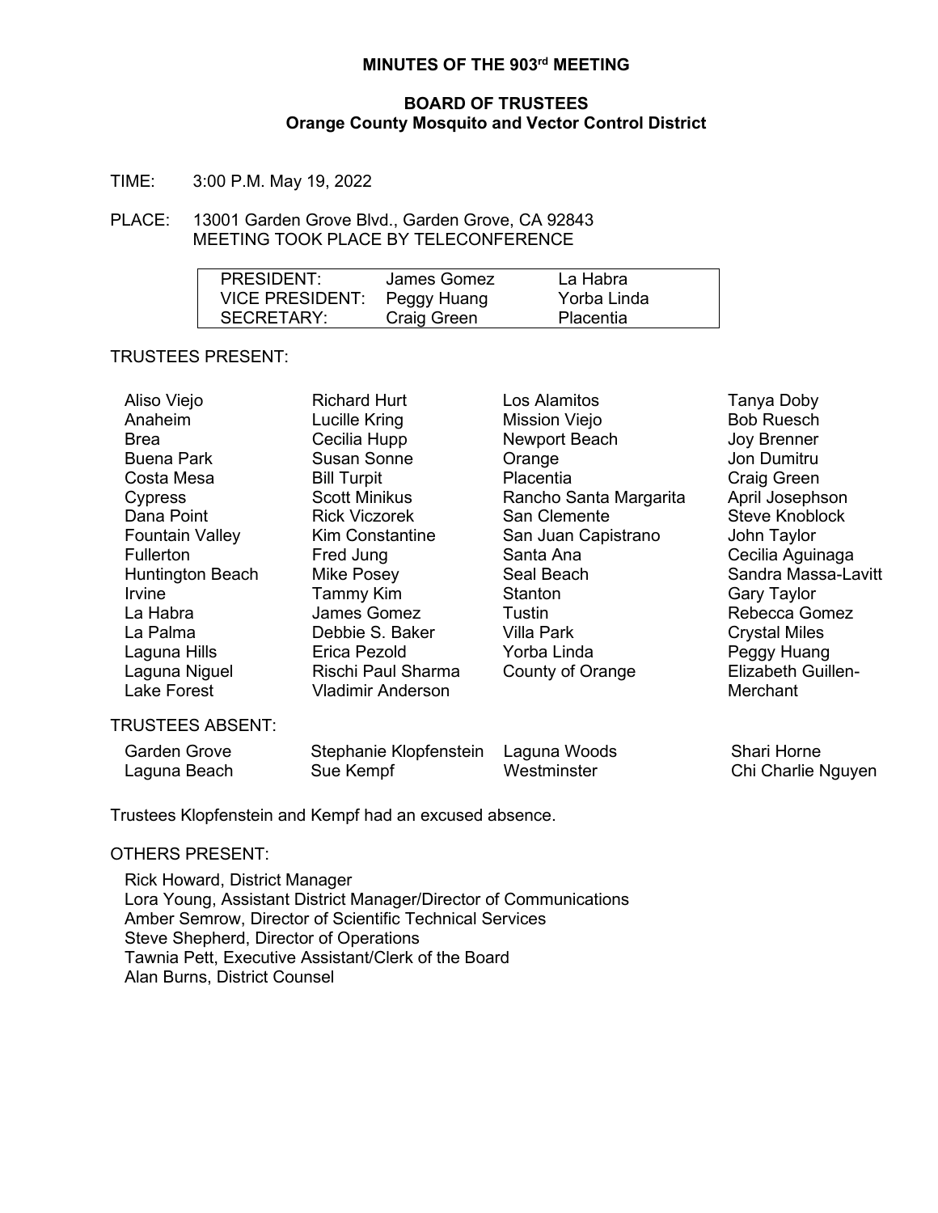# MINUTES OF THE 903rd MEETING

## BOARD OF TRUSTEES
## Orange County Mosquito and Vector Control District

TIME: 3:00 P.M. May 19, 2022

PLACE: 13001 Garden Grove Blvd., Garden Grove, CA 92843
MEETING TOOK PLACE BY TELECONFERENCE

| | | |
|---|---|---|
| PRESIDENT: | James Gomez | La Habra |
| VICE PRESIDENT: | Peggy Huang | Yorba Linda |
| SECRETARY: | Craig Green | Placentia |

TRUSTEES PRESENT:

| | | | |
|---|---|---|---|
| Aliso Viejo | Richard Hurt | Los Alamitos | Tanya Doby |
| Anaheim | Lucille Kring | Mission Viejo | Bob Ruesch |
| Brea | Cecilia Hupp | Newport Beach | Joy Brenner |
| Buena Park | Susan Sonne | Orange | Jon Dumitru |
| Costa Mesa | Bill Turpit | Placentia | Craig Green |
| Cypress | Scott Minikus | Rancho Santa Margarita | April Josephson |
| Dana Point | Rick Viczorek | San Clemente | Steve Knoblock |
| Fountain Valley | Kim Constantine | San Juan Capistrano | John Taylor |
| Fullerton | Fred Jung | Santa Ana | Cecilia Aguinaga |
| Huntington Beach | Mike Posey | Seal Beach | Sandra Massa-Lavitt |
| Irvine | Tammy Kim | Stanton | Gary Taylor |
| La Habra | James Gomez | Tustin | Rebecca Gomez |
| La Palma | Debbie S. Baker | Villa Park | Crystal Miles |
| Laguna Hills | Erica Pezold | Yorba Linda | Peggy Huang |
| Laguna Niguel | Rischi Paul Sharma | County of Orange | Elizabeth Guillen-Merchant |
| Lake Forest | Vladimir Anderson | | |

TRUSTEES ABSENT:

| | | | |
|---|---|---|---|
| Garden Grove | Stephanie Klopfenstein | Laguna Woods | Shari Horne |
| Laguna Beach | Sue Kempf | Westminster | Chi Charlie Nguyen |

Trustees Klopfenstein and Kempf had an excused absence.

OTHERS PRESENT:

Rick Howard, District Manager
Lora Young, Assistant District Manager/Director of Communications
Amber Semrow, Director of Scientific Technical Services
Steve Shepherd, Director of Operations
Tawnia Pett, Executive Assistant/Clerk of the Board
Alan Burns, District Counsel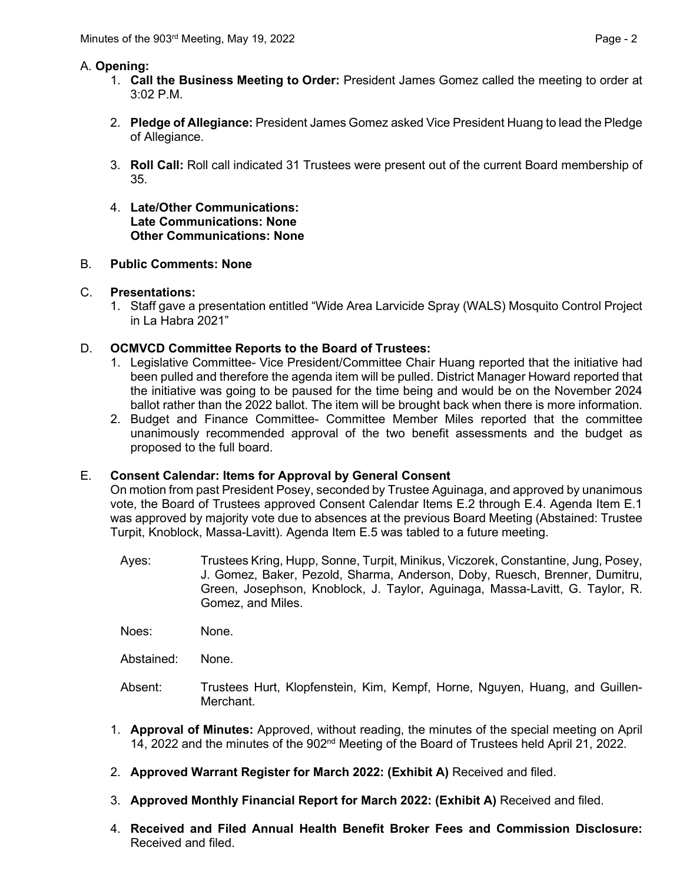A. **Opening:**

1. **Call the Business Meeting to Order:** President James Gomez called the meeting to order at 3:02 P.M.

2. **Pledge of Allegiance:** President James Gomez asked Vice President Huang to lead the Pledge of Allegiance.

3. **Roll Call:** Roll call indicated 31 Trustees were present out of the current Board membership of 35.

4. **Late/Other Communications:**
   **Late Communications: None**
   **Other Communications: None**

B. **Public Comments: None**

C. **Presentations:**

1. Staff gave a presentation entitled "Wide Area Larvicide Spray (WALS) Mosquito Control Project in La Habra 2021"

D. **OCMVCD Committee Reports to the Board of Trustees:**

1. Legislative Committee- Vice President/Committee Chair Huang reported that the initiative had been pulled and therefore the agenda item will be pulled. District Manager Howard reported that the initiative was going to be paused for the time being and would be on the November 2024 ballot rather than the 2022 ballot. The item will be brought back when there is more information.
2. Budget and Finance Committee- Committee Member Miles reported that the committee unanimously recommended approval of the two benefit assessments and the budget as proposed to the full board.

E. **Consent Calendar: Items for Approval by General Consent**

On motion from past President Posey, seconded by Trustee Aguinaga, and approved by unanimous vote, the Board of Trustees approved Consent Calendar Items E.2 through E.4. Agenda Item E.1 was approved by majority vote due to absences at the previous Board Meeting (Abstained: Trustee Turpit, Knoblock, Massa-Lavitt). Agenda Item E.5 was tabled to a future meeting.

Ayes: Trustees Kring, Hupp, Sonne, Turpit, Minikus, Viczorek, Constantine, Jung, Posey, J. Gomez, Baker, Pezold, Sharma, Anderson, Doby, Ruesch, Brenner, Dumitru, Green, Josephson, Knoblock, J. Taylor, Aguinaga, Massa-Lavitt, G. Taylor, R. Gomez, and Miles.

Noes: None.

Abstained: None.

Absent: Trustees Hurt, Klopfenstein, Kim, Kempf, Horne, Nguyen, Huang, and Guillen-Merchant.

1. **Approval of Minutes:** Approved, without reading, the minutes of the special meeting on April 14, 2022 and the minutes of the 902nd Meeting of the Board of Trustees held April 21, 2022.

2. **Approved Warrant Register for March 2022: (Exhibit A)** Received and filed.

3. **Approved Monthly Financial Report for March 2022: (Exhibit A)** Received and filed.

4. **Received and Filed Annual Health Benefit Broker Fees and Commission Disclosure:** Received and filed.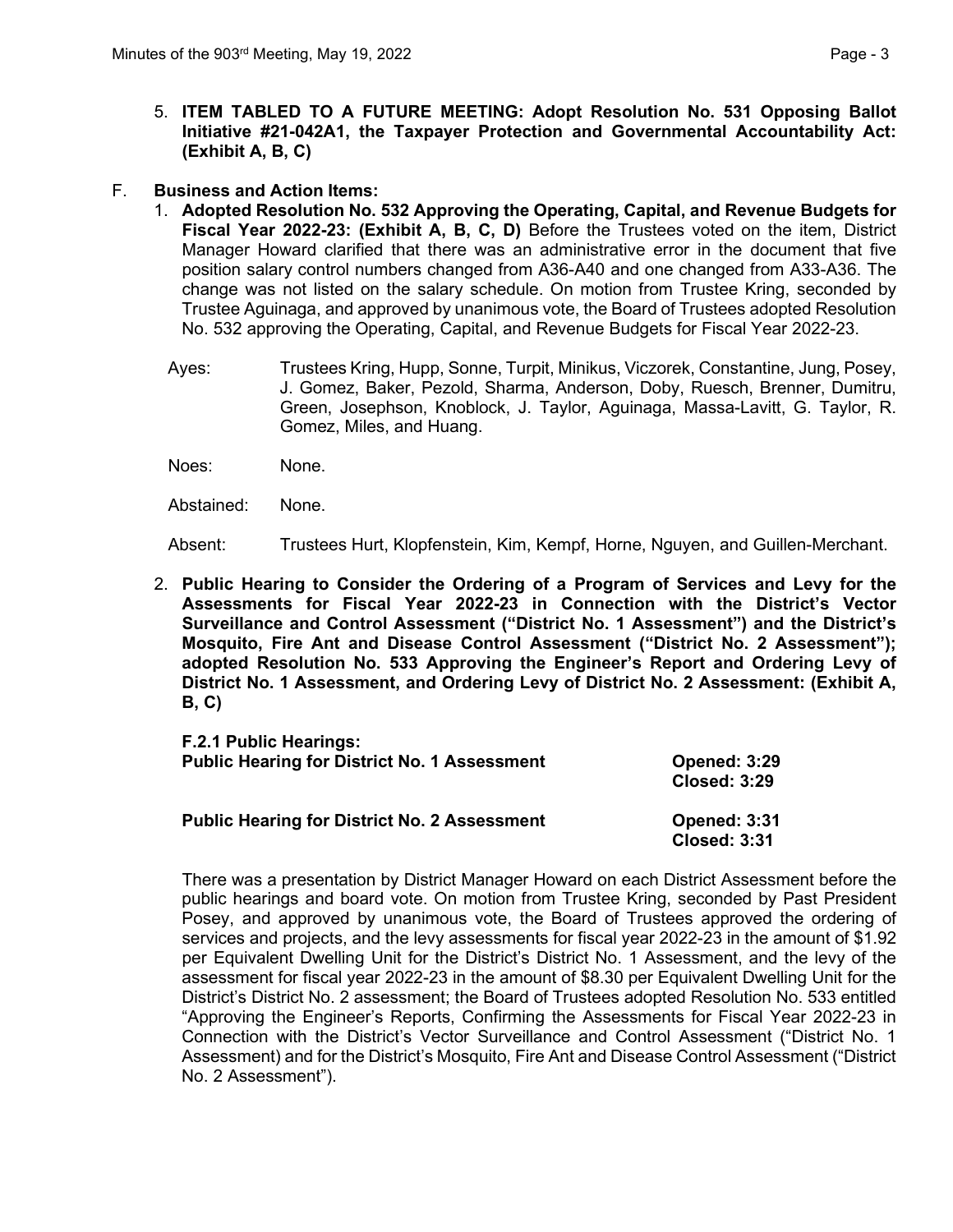5. **ITEM TABLED TO A FUTURE MEETING: Adopt Resolution No. 531 Opposing Ballot Initiative #21-042A1, the Taxpayer Protection and Governmental Accountability Act: (Exhibit A, B, C)**

F. **Business and Action Items:**

1. **Adopted Resolution No. 532 Approving the Operating, Capital, and Revenue Budgets for Fiscal Year 2022-23: (Exhibit A, B, C, D)** Before the Trustees voted on the item, District Manager Howard clarified that there was an administrative error in the document that five position salary control numbers changed from A36-A40 and one changed from A33-A36. The change was not listed on the salary schedule. On motion from Trustee Kring, seconded by Trustee Aguinaga, and approved by unanimous vote, the Board of Trustees adopted Resolution No. 532 approving the Operating, Capital, and Revenue Budgets for Fiscal Year 2022-23.

   Ayes: Trustees Kring, Hupp, Sonne, Turpit, Minikus, Viczorek, Constantine, Jung, Posey, J. Gomez, Baker, Pezold, Sharma, Anderson, Doby, Ruesch, Brenner, Dumitru, Green, Josephson, Knoblock, J. Taylor, Aguinaga, Massa-Lavitt, G. Taylor, R. Gomez, Miles, and Huang.

   Noes: None.

   Abstained: None.

   Absent: Trustees Hurt, Klopfenstein, Kim, Kempf, Horne, Nguyen, and Guillen-Merchant.

2. **Public Hearing to Consider the Ordering of a Program of Services and Levy for the Assessments for Fiscal Year 2022-23 in Connection with the District's Vector Surveillance and Control Assessment ("District No. 1 Assessment") and the District's Mosquito, Fire Ant and Disease Control Assessment ("District No. 2 Assessment"); adopted Resolution No. 533 Approving the Engineer's Report and Ordering Levy of District No. 1 Assessment, and Ordering Levy of District No. 2 Assessment: (Exhibit A, B, C)**

   **F.2.1 Public Hearings:**

   | | |
   |---|---|
   | **Public Hearing for District No. 1 Assessment** | **Opened: 3:29**<br>**Closed: 3:29** |
   | **Public Hearing for District No. 2 Assessment** | **Opened: 3:31**<br>**Closed: 3:31** |

   There was a presentation by District Manager Howard on each District Assessment before the public hearings and board vote. On motion from Trustee Kring, seconded by Past President Posey, and approved by unanimous vote, the Board of Trustees approved the ordering of services and projects, and the levy assessments for fiscal year 2022-23 in the amount of $1.92 per Equivalent Dwelling Unit for the District's District No. 1 Assessment, and the levy of the assessment for fiscal year 2022-23 in the amount of $8.30 per Equivalent Dwelling Unit for the District's District No. 2 assessment; the Board of Trustees adopted Resolution No. 533 entitled "Approving the Engineer's Reports, Confirming the Assessments for Fiscal Year 2022-23 in Connection with the District's Vector Surveillance and Control Assessment ("District No. 1 Assessment) and for the District's Mosquito, Fire Ant and Disease Control Assessment ("District No. 2 Assessment").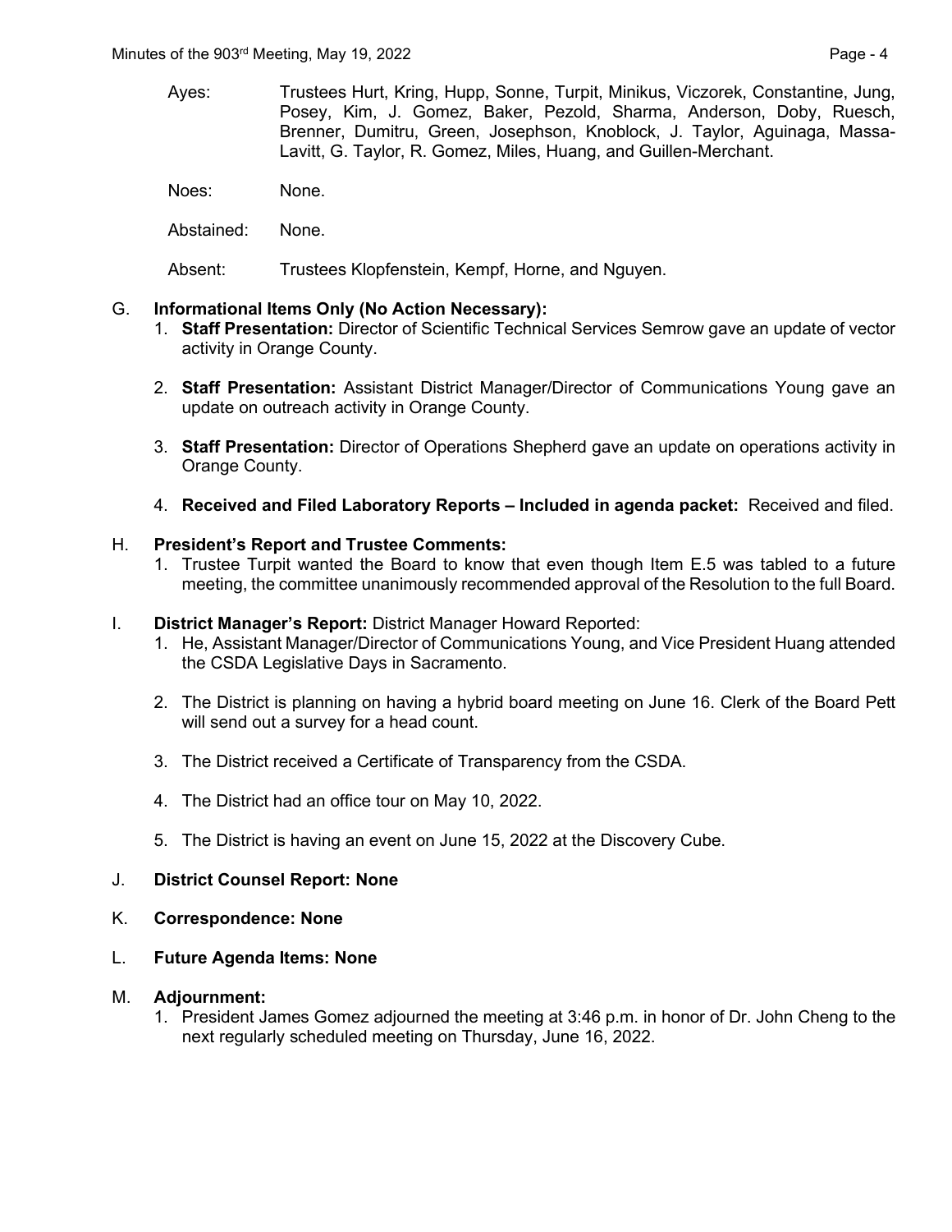Ayes: Trustees Hurt, Kring, Hupp, Sonne, Turpit, Minikus, Viczorek, Constantine, Jung, Posey, Kim, J. Gomez, Baker, Pezold, Sharma, Anderson, Doby, Ruesch, Brenner, Dumitru, Green, Josephson, Knoblock, J. Taylor, Aguinaga, Massa-Lavitt, G. Taylor, R. Gomez, Miles, Huang, and Guillen-Merchant.

Noes: None.

Abstained: None.

Absent: Trustees Klopfenstein, Kempf, Horne, and Nguyen.

G. **Informational Items Only (No Action Necessary):**

1. **Staff Presentation:** Director of Scientific Technical Services Semrow gave an update of vector activity in Orange County.
2. **Staff Presentation:** Assistant District Manager/Director of Communications Young gave an update on outreach activity in Orange County.
3. **Staff Presentation:** Director of Operations Shepherd gave an update on operations activity in Orange County.
4. **Received and Filed Laboratory Reports – Included in agenda packet:** Received and filed.

H. **President's Report and Trustee Comments:**

1. Trustee Turpit wanted the Board to know that even though Item E.5 was tabled to a future meeting, the committee unanimously recommended approval of the Resolution to the full Board.

I. **District Manager's Report:** District Manager Howard Reported:

1. He, Assistant Manager/Director of Communications Young, and Vice President Huang attended the CSDA Legislative Days in Sacramento.
2. The District is planning on having a hybrid board meeting on June 16. Clerk of the Board Pett will send out a survey for a head count.
3. The District received a Certificate of Transparency from the CSDA.
4. The District had an office tour on May 10, 2022.
5. The District is having an event on June 15, 2022 at the Discovery Cube.

J. **District Counsel Report: None**

K. **Correspondence: None**

L. **Future Agenda Items: None**

M. **Adjournment:**

1. President James Gomez adjourned the meeting at 3:46 p.m. in honor of Dr. John Cheng to the next regularly scheduled meeting on Thursday, June 16, 2022.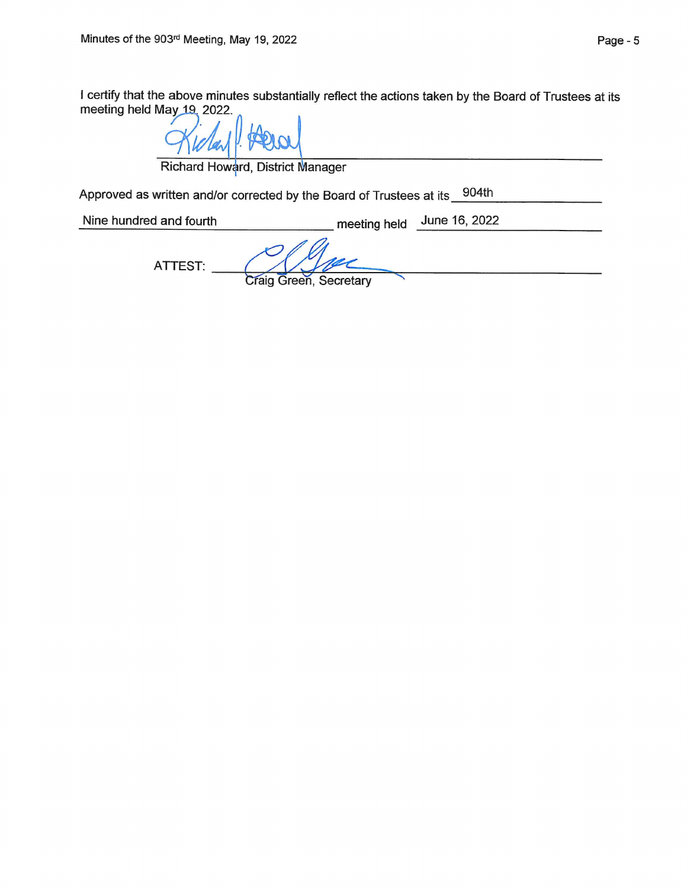I certify that the above minutes substantially reflect the actions taken by the Board of Trustees at its meeting held May 19, 2022.

Richard Howard, District Manager

Approved as written and/or corrected by the Board of Trustees at its 904th

Nine hundred and fourth meeting held June 16, 2022

ATTEST: Craig Green, Secretary